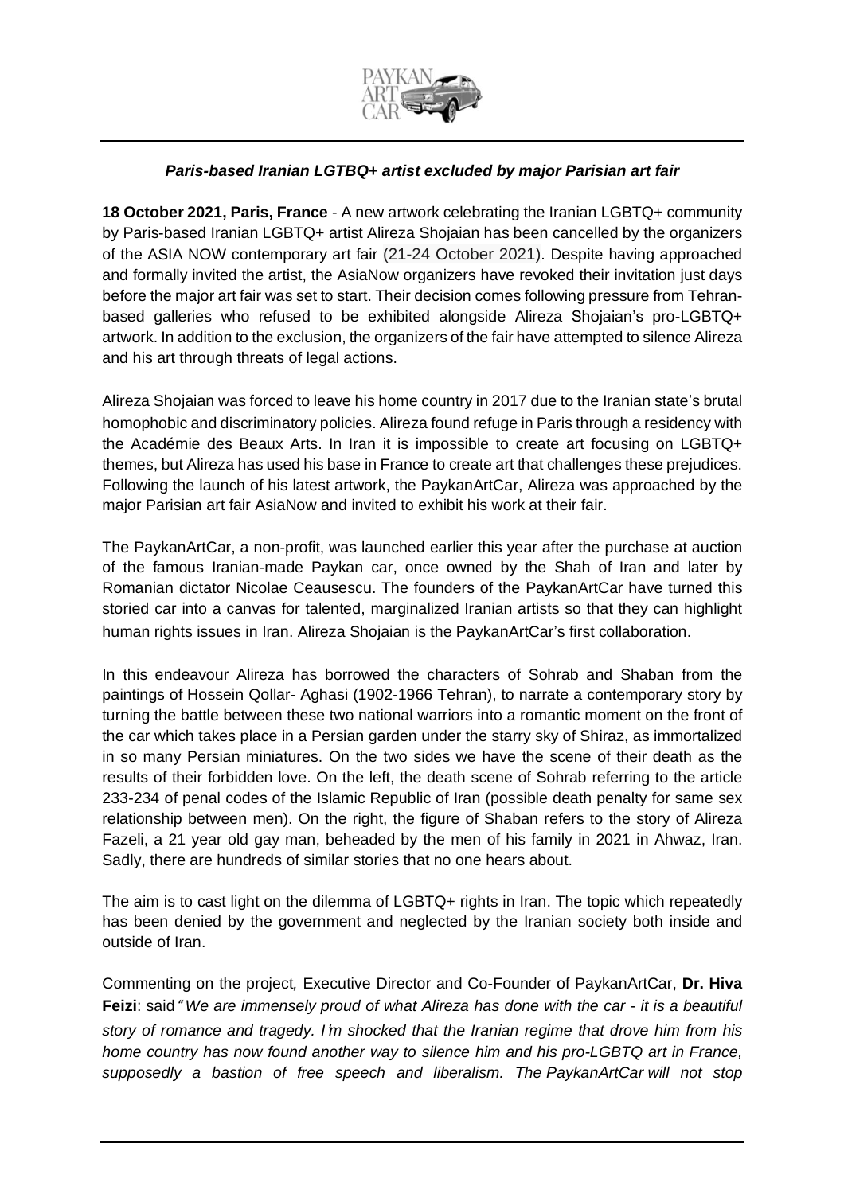### *Paris-based Iranian LGTBQ+ artist excluded by major Parisian art fair*

**18 October 2021, Paris, France** - A new artwork celebrating the Iranian LGBTQ+ community by Paris-based Iranian LGBTQ+ artist Alireza Shojaian has been cancelled by the organizers of the ASIA NOW contemporary art fair (21-24 October 2021). Despite having approached and formally invited the artist, the AsiaNow organizers have revoked their invitation just days before the major art fair was set to start. Their decision comes following pressure from Tehran-based galleries who refused to be exhibited alongside Alireza Shojaian's pro-LGBTQ+ artwork. In addition to the exclusion, the organizers of the fair have attempted to silence Alireza and his art through threats of legal actions.

Alireza Shojaian was forced to leave his home country in 2017 due to the Iranian state's brutal homophobic and discriminatory policies. Alireza found refuge in Paris through a residency with the Académie des Beaux Arts. In Iran it is impossible to create art focusing on LGBTQ+ themes, but Alireza has used his base in France to create art that challenges these prejudices. Following the launch of his latest artwork, the PaykanArtCar, Alireza was approached by the major Parisian art fair AsiaNow and invited to exhibit his work at their fair.

The PaykanArtCar, a non-profit, was launched earlier this year after the purchase at auction of the famous Iranian-made Paykan car, once owned by the Shah of Iran and later by Romanian dictator Nicolae Ceausescu. The founders of the PaykanArtCar have turned this storied car into a canvas for talented, marginalized Iranian artists so that they can highlight human rights issues in Iran. Alireza Shojaian is the PaykanArtCar's first collaboration.

In this endeavour Alireza has borrowed the characters of Sohrab and Shaban from the paintings of Hossein Qollar- Aghasi (1902-1966 Tehran), to narrate a contemporary story by turning the battle between these two national warriors into a romantic moment on the front of the car which takes place in a Persian garden under the starry sky of Shiraz, as immortalized in so many Persian miniatures. On the two sides we have the scene of their death as the results of their forbidden love. On the left, the death scene of Sohrab referring to the article 233-234 of penal codes of the Islamic Republic of Iran (possible death penalty for same sex relationship between men). On the right, the figure of Shaban refers to the story of Alireza Fazeli, a 21 year old gay man, beheaded by the men of his family in 2021 in Ahwaz, Iran. Sadly, there are hundreds of similar stories that no one hears about.

The aim is to cast light on the dilemma of LGBTQ+ rights in Iran. The topic which repeatedly has been denied by the government and neglected by the Iranian society both inside and outside of Iran.

Commenting on the project, Executive Director and Co-Founder of PaykanArtCar, **Dr. Hiva Feizi**: said "*We are immensely proud of what Alireza has done with the car - it is a beautiful story of romance and tragedy. I'm shocked that the Iranian regime that drove him from his home country has now found another way to silence him and his pro-LGBTQ art in France, supposedly a bastion of free speech and liberalism. The PaykanArtCar will not stop*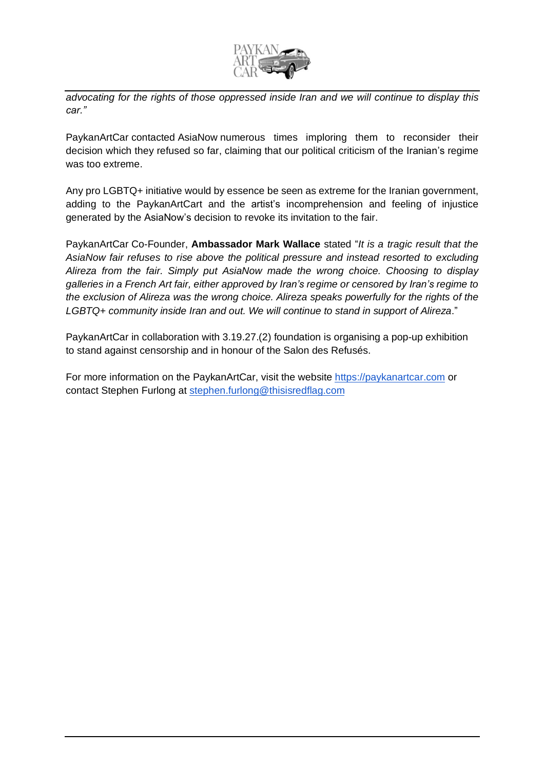*advocating for the rights of those oppressed inside Iran and we will continue to display this car."*

PaykanArtCar contacted AsiaNow numerous times imploring them to reconsider their decision which they refused so far, claiming that our political criticism of the Iranian's regime was too extreme.

Any pro LGBTQ+ initiative would by essence be seen as extreme for the Iranian government, adding to the PaykanArtCart and the artist's incomprehension and feeling of injustice generated by the AsiaNow's decision to revoke its invitation to the fair.

PaykanArtCar Co-Founder, **Ambassador Mark Wallace** stated "*It is a tragic result that the AsiaNow fair refuses to rise above the political pressure and instead resorted to excluding Alireza from the fair. Simply put AsiaNow made the wrong choice. Choosing to display galleries in a French Art fair, either approved by Iran's regime or censored by Iran's regime to the exclusion of Alireza was the wrong choice. Alireza speaks powerfully for the rights of the LGBTQ+ community inside Iran and out. We will continue to stand in support of Alireza*."

PaykanArtCar in collaboration with 3.19.27.(2) foundation is organising a pop-up exhibition to stand against censorship and in honour of the Salon des Refusés.

For more information on the PaykanArtCar, visit the website https://paykanartcar.com or contact Stephen Furlong at stephen.furlong@thisisredflag.com